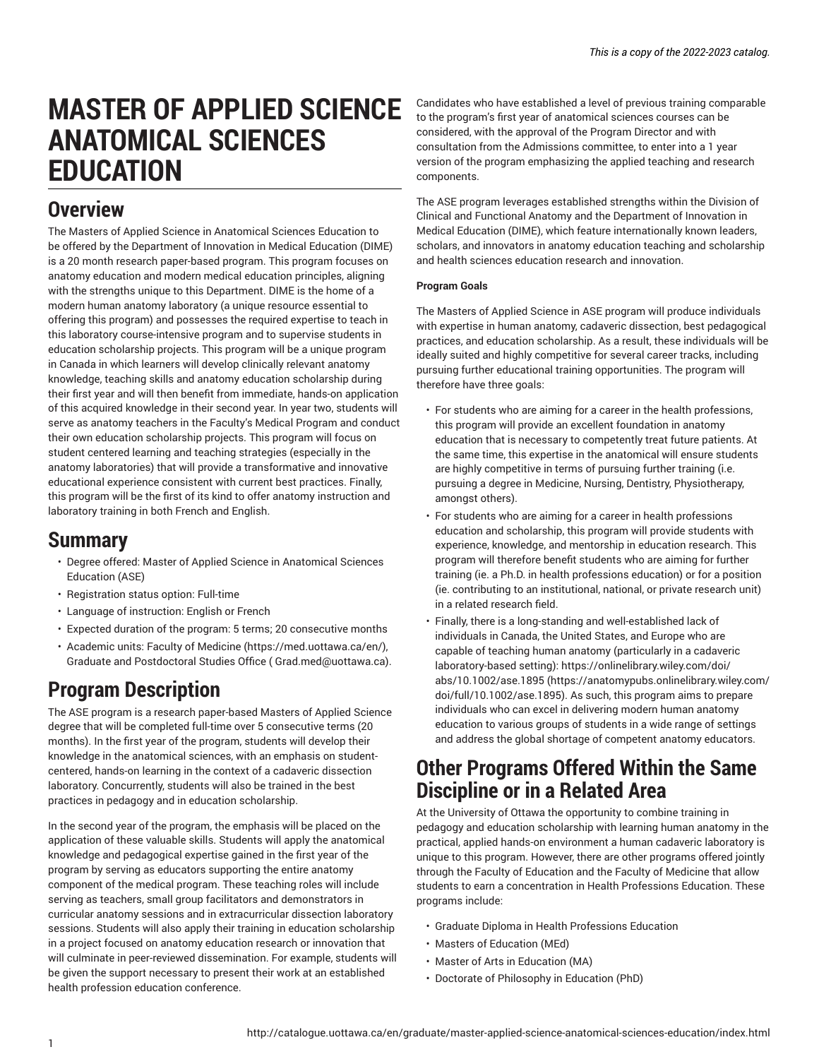# MASTER OF APPLIED SCIENCE ANATOMICAL SCIENCES EDUCATION

## Overview

The Masters of Applied Science in Anatomical Sciences Education to be offered by the Department of Innovation in Medical Education (DIME) is a 20 month research paper-based program. This program focuses on anatomy education and modern medical education principles, aligning with the strengths unique to this Department. DIME is the home of a modern human anatomy laboratory (a unique resource essential to offering this program) and possesses the required expertise to teach in this laboratory course-intensive program and to supervise students in education scholarship projects. This program will be a unique program in Canada in which learners will develop clinically relevant anatomy knowledge, teaching skills and anatomy education scholarship during their first year and will then benefit from immediate, hands-on application of this acquired knowledge in their second year. In year two, students will serve as anatomy teachers in the Faculty's Medical Program and conduct their own education scholarship projects. This program will focus on student centered learning and teaching strategies (especially in the anatomy laboratories) that will provide a transformative and innovative educational experience consistent with current best practices. Finally, this program will be the first of its kind to offer anatomy instruction and laboratory training in both French and English.

## Summary

- Degree offered: Master of Applied Science in Anatomical Sciences Education (ASE)
- Registration status option: Full-time
- Language of instruction: English or French
- Expected duration of the program: 5 terms; 20 consecutive months
- Academic units: Faculty of Medicine (https://med.uottawa.ca/en/), Graduate and Postdoctoral Studies Office ( Grad.med@uottawa.ca).

## Program Description

The ASE program is a research paper-based Masters of Applied Science degree that will be completed full-time over 5 consecutive terms (20 months). In the first year of the program, students will develop their knowledge in the anatomical sciences, with an emphasis on student-centered, hands-on learning in the context of a cadaveric dissection laboratory. Concurrently, students will also be trained in the best practices in pedagogy and in education scholarship.

In the second year of the program, the emphasis will be placed on the application of these valuable skills. Students will apply the anatomical knowledge and pedagogical expertise gained in the first year of the program by serving as educators supporting the entire anatomy component of the medical program. These teaching roles will include serving as teachers, small group facilitators and demonstrators in curricular anatomy sessions and in extracurricular dissection laboratory sessions. Students will also apply their training in education scholarship in a project focused on anatomy education research or innovation that will culminate in peer-reviewed dissemination. For example, students will be given the support necessary to present their work at an established health profession education conference.

Candidates who have established a level of previous training comparable to the program's first year of anatomical sciences courses can be considered, with the approval of the Program Director and with consultation from the Admissions committee, to enter into a 1 year version of the program emphasizing the applied teaching and research components.

The ASE program leverages established strengths within the Division of Clinical and Functional Anatomy and the Department of Innovation in Medical Education (DIME), which feature internationally known leaders, scholars, and innovators in anatomy education teaching and scholarship and health sciences education research and innovation.

**Program Goals**

The Masters of Applied Science in ASE program will produce individuals with expertise in human anatomy, cadaveric dissection, best pedagogical practices, and education scholarship. As a result, these individuals will be ideally suited and highly competitive for several career tracks, including pursuing further educational training opportunities. The program will therefore have three goals:

- For students who are aiming for a career in the health professions, this program will provide an excellent foundation in anatomy education that is necessary to competently treat future patients. At the same time, this expertise in the anatomical will ensure students are highly competitive in terms of pursuing further training (i.e. pursuing a degree in Medicine, Nursing, Dentistry, Physiotherapy, amongst others).
- For students who are aiming for a career in health professions education and scholarship, this program will provide students with experience, knowledge, and mentorship in education research. This program will therefore benefit students who are aiming for further training (ie. a Ph.D. in health professions education) or for a position (ie. contributing to an institutional, national, or private research unit) in a related research field.
- Finally, there is a long-standing and well-established lack of individuals in Canada, the United States, and Europe who are capable of teaching human anatomy (particularly in a cadaveric laboratory-based setting): https://onlinelibrary.wiley.com/doi/abs/10.1002/ase.1895 (https://anatomypubs.onlinelibrary.wiley.com/doi/full/10.1002/ase.1895). As such, this program aims to prepare individuals who can excel in delivering modern human anatomy education to various groups of students in a wide range of settings and address the global shortage of competent anatomy educators.

## Other Programs Offered Within the Same Discipline or in a Related Area

At the University of Ottawa the opportunity to combine training in pedagogy and education scholarship with learning human anatomy in the practical, applied hands-on environment a human cadaveric laboratory is unique to this program. However, there are other programs offered jointly through the Faculty of Education and the Faculty of Medicine that allow students to earn a concentration in Health Professions Education. These programs include:

- Graduate Diploma in Health Professions Education
- Masters of Education (MEd)
- Master of Arts in Education (MA)
- Doctorate of Philosophy in Education (PhD)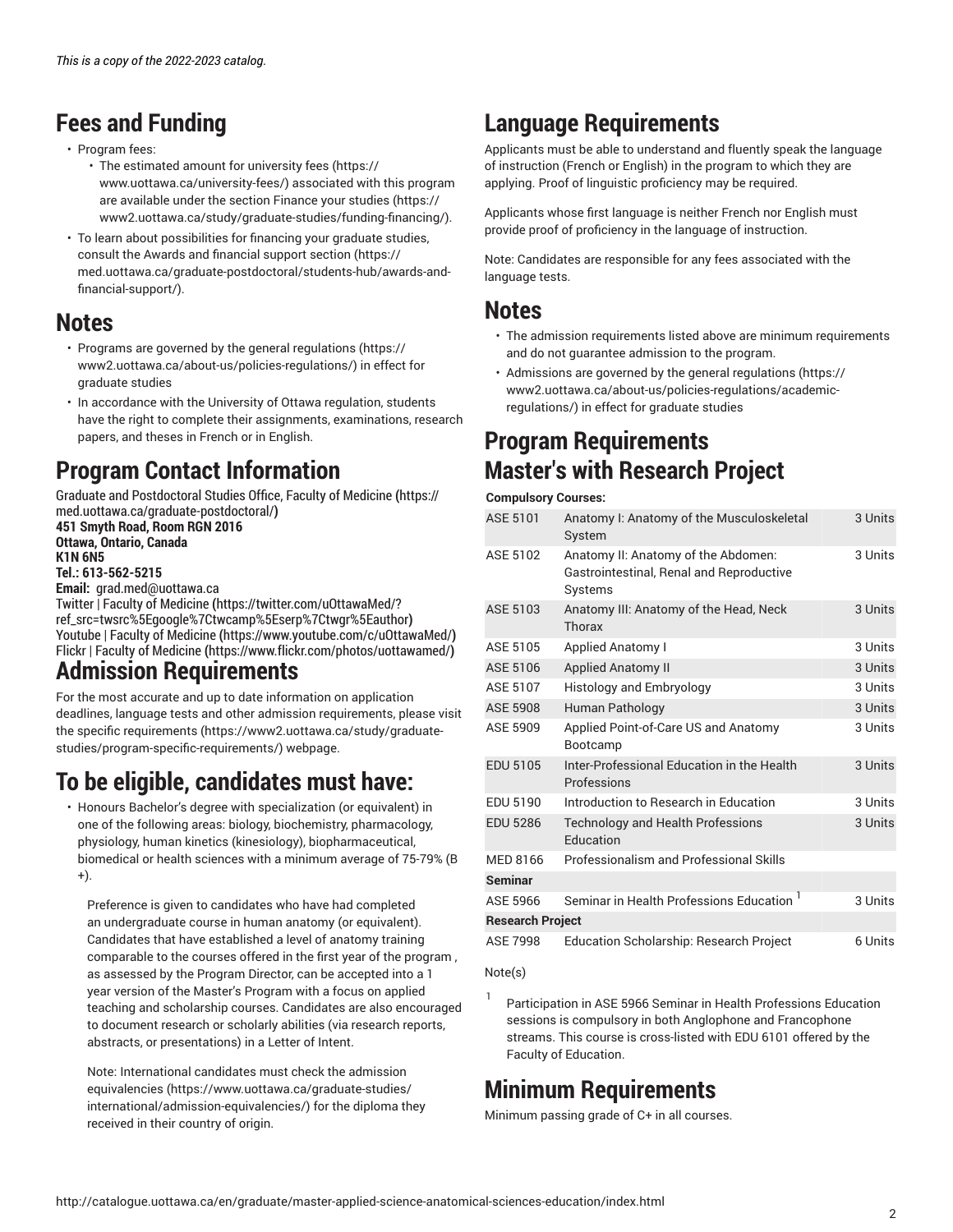*This is a copy of the 2022-2023 catalog.*

## Fees and Funding

- Program fees:
  - The estimated amount for university fees (https://www.uottawa.ca/university-fees/) associated with this program are available under the section Finance your studies (https://www2.uottawa.ca/study/graduate-studies/funding-financing/).
- To learn about possibilities for financing your graduate studies, consult the Awards and financial support section (https://med.uottawa.ca/graduate-postdoctoral/students-hub/awards-and-financial-support/).

## Notes

- Programs are governed by the general regulations (https://www2.uottawa.ca/about-us/policies-regulations/) in effect for graduate studies
- In accordance with the University of Ottawa regulation, students have the right to complete their assignments, examinations, research papers, and theses in French or in English.

## Program Contact Information

Graduate and Postdoctoral Studies Office, Faculty of Medicine (https://med.uottawa.ca/graduate-postdoctoral/)
**451 Smyth Road, Room RGN 2016**
**Ottawa, Ontario, Canada**
**K1N 6N5**
**Tel.: 613-562-5215**
**Email:** grad.med@uottawa.ca
Twitter | Faculty of Medicine (https://twitter.com/uOttawaMed/?ref_src=twsrc%5Egoogle%7Ctwcamp%5Eserp%7Ctwgr%5Eauthor)
Youtube | Faculty of Medicine (https://www.youtube.com/c/uOttawaMed/)
Flickr | Faculty of Medicine (https://www.flickr.com/photos/uottawamed/)

## Admission Requirements

For the most accurate and up to date information on application deadlines, language tests and other admission requirements, please visit the specific requirements (https://www2.uottawa.ca/study/graduate-studies/program-specific-requirements/) webpage.

## To be eligible, candidates must have:

- Honours Bachelor's degree with specialization (or equivalent) in one of the following areas: biology, biochemistry, pharmacology, physiology, human kinetics (kinesiology), biopharmaceutical, biomedical or health sciences with a minimum average of 75-79% (B+).

  Preference is given to candidates who have had completed an undergraduate course in human anatomy (or equivalent). Candidates that have established a level of anatomy training comparable to the courses offered in the first year of the program , as assessed by the Program Director, can be accepted into a 1 year version of the Master's Program with a focus on applied teaching and scholarship courses. Candidates are also encouraged to document research or scholarly abilities (via research reports, abstracts, or presentations) in a Letter of Intent.

  Note: International candidates must check the admission equivalencies (https://www.uottawa.ca/graduate-studies/international/admission-equivalencies/) for the diploma they received in their country of origin.

## Language Requirements

Applicants must be able to understand and fluently speak the language of instruction (French or English) in the program to which they are applying. Proof of linguistic proficiency may be required.

Applicants whose first language is neither French nor English must provide proof of proficiency in the language of instruction.

Note: Candidates are responsible for any fees associated with the language tests.

## Notes

- The admission requirements listed above are minimum requirements and do not guarantee admission to the program.
- Admissions are governed by the general regulations (https://www2.uottawa.ca/about-us/policies-regulations/academic-regulations/) in effect for graduate studies

## Program Requirements Master's with Research Project

| **Compulsory Courses:** | | |
|---|---|---|
| ASE 5101 | Anatomy I: Anatomy of the Musculoskeletal System | 3 Units |
| ASE 5102 | Anatomy II: Anatomy of the Abdomen: Gastrointestinal, Renal and Reproductive Systems | 3 Units |
| ASE 5103 | Anatomy III: Anatomy of the Head, Neck Thorax | 3 Units |
| ASE 5105 | Applied Anatomy I | 3 Units |
| ASE 5106 | Applied Anatomy II | 3 Units |
| ASE 5107 | Histology and Embryology | 3 Units |
| ASE 5908 | Human Pathology | 3 Units |
| ASE 5909 | Applied Point-of-Care US and Anatomy Bootcamp | 3 Units |
| EDU 5105 | Inter-Professional Education in the Health Professions | 3 Units |
| EDU 5190 | Introduction to Research in Education | 3 Units |
| EDU 5286 | Technology and Health Professions Education | 3 Units |
| MED 8166 | Professionalism and Professional Skills | |
| **Seminar** | | |
| ASE 5966 | Seminar in Health Professions Education [1] | 3 Units |
| **Research Project** | | |
| ASE 7998 | Education Scholarship: Research Project | 6 Units |

Note(s)

[1] Participation in ASE 5966 Seminar in Health Professions Education sessions is compulsory in both Anglophone and Francophone streams. This course is cross-listed with EDU 6101 offered by the Faculty of Education.

## Minimum Requirements

Minimum passing grade of C+ in all courses.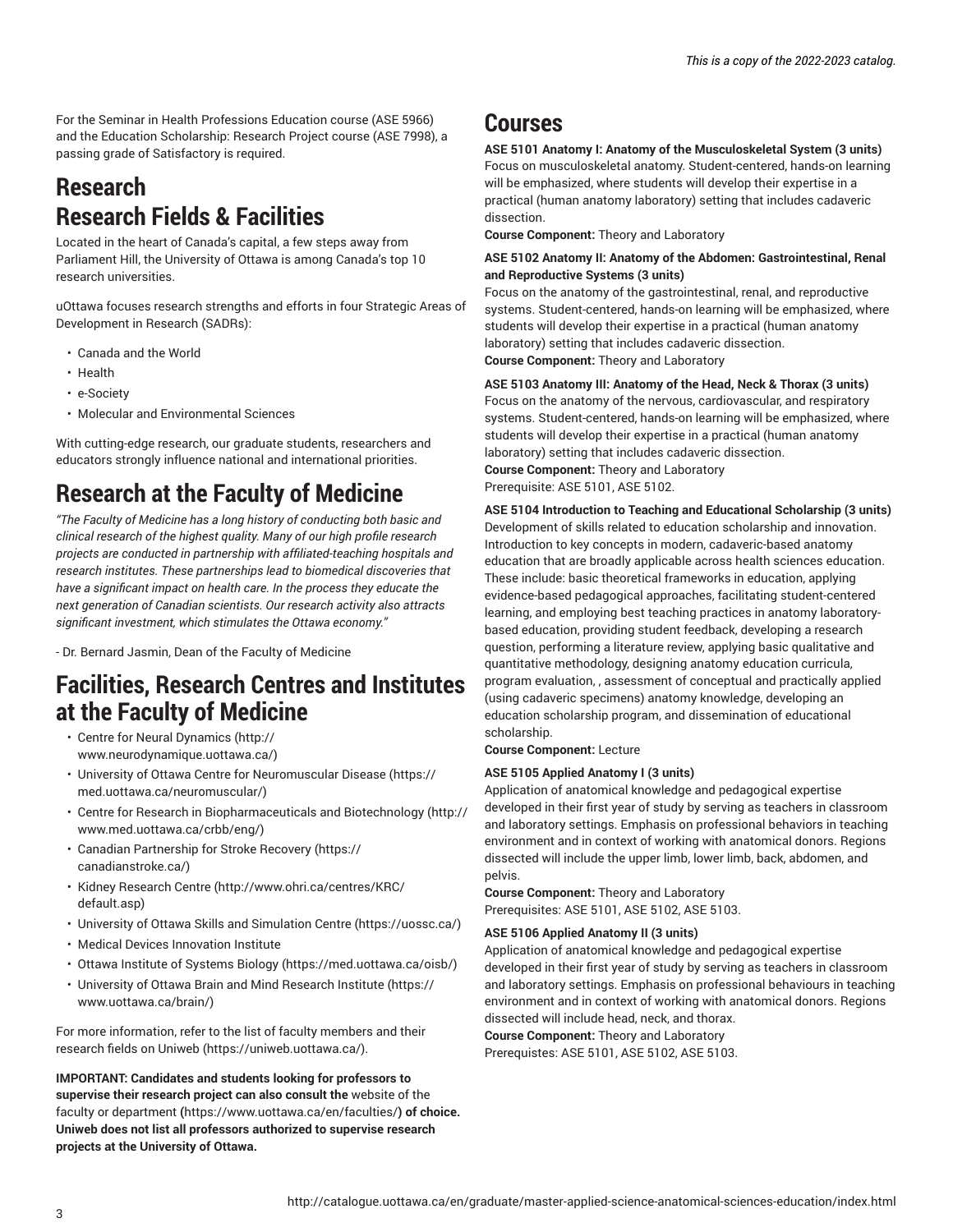For the Seminar in Health Professions Education course (ASE 5966) and the Education Scholarship: Research Project course (ASE 7998), a passing grade of Satisfactory is required.

# Research

## Research Fields & Facilities

Located in the heart of Canada's capital, a few steps away from Parliament Hill, the University of Ottawa is among Canada's top 10 research universities.

uOttawa focuses research strengths and efforts in four Strategic Areas of Development in Research (SADRs):

- Canada and the World
- Health
- e-Society
- Molecular and Environmental Sciences

With cutting-edge research, our graduate students, researchers and educators strongly influence national and international priorities.

## Research at the Faculty of Medicine

*"The Faculty of Medicine has a long history of conducting both basic and clinical research of the highest quality. Many of our high profile research projects are conducted in partnership with affiliated-teaching hospitals and research institutes. These partnerships lead to biomedical discoveries that have a significant impact on health care. In the process they educate the next generation of Canadian scientists. Our research activity also attracts significant investment, which stimulates the Ottawa economy."*

- Dr. Bernard Jasmin, Dean of the Faculty of Medicine

## Facilities, Research Centres and Institutes at the Faculty of Medicine

- Centre for Neural Dynamics (http://www.neurodynamique.uottawa.ca/)
- University of Ottawa Centre for Neuromuscular Disease (https://med.uottawa.ca/neuromuscular/)
- Centre for Research in Biopharmaceuticals and Biotechnology (http://www.med.uottawa.ca/crbb/eng/)
- Canadian Partnership for Stroke Recovery (https://canadianstroke.ca/)
- Kidney Research Centre (http://www.ohri.ca/centres/KRC/default.asp)
- University of Ottawa Skills and Simulation Centre (https://uossc.ca/)
- Medical Devices Innovation Institute
- Ottawa Institute of Systems Biology (https://med.uottawa.ca/oisb/)
- University of Ottawa Brain and Mind Research Institute (https://www.uottawa.ca/brain/)

For more information, refer to the list of faculty members and their research fields on Uniweb (https://uniweb.uottawa.ca/).

**IMPORTANT: Candidates and students looking for professors to supervise their research project can also consult the** website of the faculty or department **(**https://www.uottawa.ca/en/faculties/**) of choice. Uniweb does not list all professors authorized to supervise research projects at the University of Ottawa.**

# Courses

**ASE 5101 Anatomy I: Anatomy of the Musculoskeletal System (3 units)**
Focus on musculoskeletal anatomy. Student-centered, hands-on learning will be emphasized, where students will develop their expertise in a practical (human anatomy laboratory) setting that includes cadaveric dissection.
**Course Component:** Theory and Laboratory

**ASE 5102 Anatomy II: Anatomy of the Abdomen: Gastrointestinal, Renal and Reproductive Systems (3 units)**
Focus on the anatomy of the gastrointestinal, renal, and reproductive systems. Student-centered, hands-on learning will be emphasized, where students will develop their expertise in a practical (human anatomy laboratory) setting that includes cadaveric dissection.
**Course Component:** Theory and Laboratory

**ASE 5103 Anatomy III: Anatomy of the Head, Neck & Thorax (3 units)**
Focus on the anatomy of the nervous, cardiovascular, and respiratory systems. Student-centered, hands-on learning will be emphasized, where students will develop their expertise in a practical (human anatomy laboratory) setting that includes cadaveric dissection.
**Course Component:** Theory and Laboratory
Prerequisite: ASE 5101, ASE 5102.

**ASE 5104 Introduction to Teaching and Educational Scholarship (3 units)**
Development of skills related to education scholarship and innovation. Introduction to key concepts in modern, cadaveric-based anatomy education that are broadly applicable across health sciences education. These include: basic theoretical frameworks in education, applying evidence-based pedagogical approaches, facilitating student-centered learning, and employing best teaching practices in anatomy laboratory-based education, providing student feedback, developing a research question, performing a literature review, applying basic qualitative and quantitative methodology, designing anatomy education curricula, program evaluation, , assessment of conceptual and practically applied (using cadaveric specimens) anatomy knowledge, developing an education scholarship program, and dissemination of educational scholarship.
**Course Component:** Lecture

**ASE 5105 Applied Anatomy I (3 units)**
Application of anatomical knowledge and pedagogical expertise developed in their first year of study by serving as teachers in classroom and laboratory settings. Emphasis on professional behaviors in teaching environment and in context of working with anatomical donors. Regions dissected will include the upper limb, lower limb, back, abdomen, and pelvis.
**Course Component:** Theory and Laboratory
Prerequisites: ASE 5101, ASE 5102, ASE 5103.

**ASE 5106 Applied Anatomy II (3 units)**
Application of anatomical knowledge and pedagogical expertise developed in their first year of study by serving as teachers in classroom and laboratory settings. Emphasis on professional behaviours in teaching environment and in context of working with anatomical donors. Regions dissected will include head, neck, and thorax.
**Course Component:** Theory and Laboratory
Prerequistes: ASE 5101, ASE 5102, ASE 5103.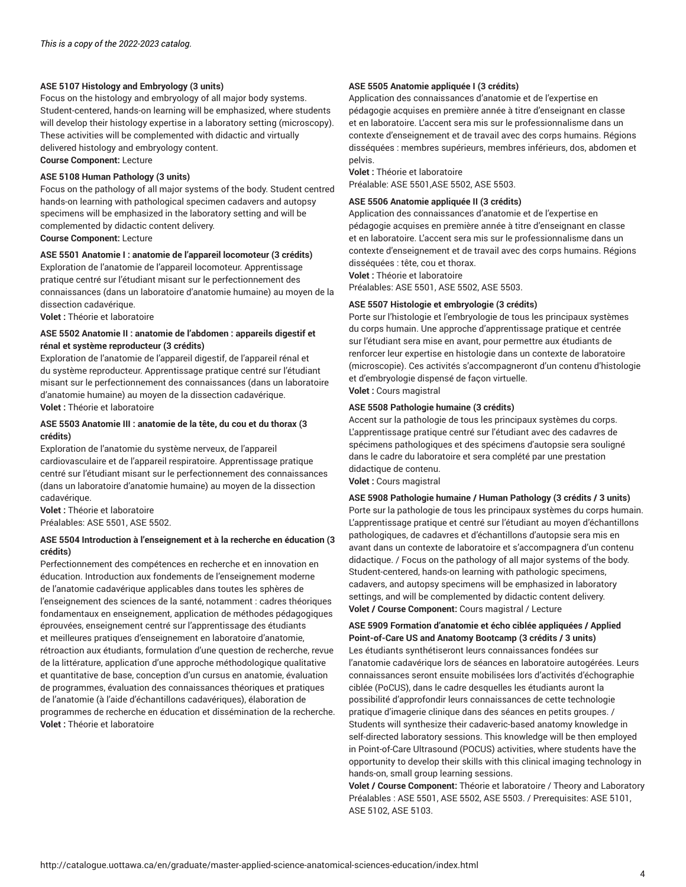*This is a copy of the 2022-2023 catalog.*

**ASE 5107 Histology and Embryology (3 units)**
Focus on the histology and embryology of all major body systems. Student-centered, hands-on learning will be emphasized, where students will develop their histology expertise in a laboratory setting (microscopy). These activities will be complemented with didactic and virtually delivered histology and embryology content.
**Course Component:** Lecture

**ASE 5108 Human Pathology (3 units)**
Focus on the pathology of all major systems of the body. Student centred hands-on learning with pathological specimen cadavers and autopsy specimens will be emphasized in the laboratory setting and will be complemented by didactic content delivery.
**Course Component:** Lecture

**ASE 5501 Anatomie I : anatomie de l'appareil locomoteur (3 crédits)**
Exploration de l'anatomie de l'appareil locomoteur. Apprentissage pratique centré sur l'étudiant misant sur le perfectionnement des connaissances (dans un laboratoire d'anatomie humaine) au moyen de la dissection cadavérique.
**Volet :** Théorie et laboratoire

**ASE 5502 Anatomie II : anatomie de l'abdomen : appareils digestif et rénal et système reproducteur (3 crédits)**
Exploration de l'anatomie de l'appareil digestif, de l'appareil rénal et du système reproducteur. Apprentissage pratique centré sur l'étudiant misant sur le perfectionnement des connaissances (dans un laboratoire d'anatomie humaine) au moyen de la dissection cadavérique.
**Volet :** Théorie et laboratoire

**ASE 5503 Anatomie III : anatomie de la tête, du cou et du thorax (3 crédits)**
Exploration de l'anatomie du système nerveux, de l'appareil cardiovasculaire et de l'appareil respiratoire. Apprentissage pratique centré sur l'étudiant misant sur le perfectionnement des connaissances (dans un laboratoire d'anatomie humaine) au moyen de la dissection cadavérique.
**Volet :** Théorie et laboratoire
Préalables: ASE 5501, ASE 5502.

**ASE 5504 Introduction à l'enseignement et à la recherche en éducation (3 crédits)**
Perfectionnement des compétences en recherche et en innovation en éducation. Introduction aux fondements de l'enseignement moderne de l'anatomie cadavérique applicables dans toutes les sphères de l'enseignement des sciences de la santé, notamment : cadres théoriques fondamentaux en enseignement, application de méthodes pédagogiques éprouvées, enseignement centré sur l'apprentissage des étudiants et meilleures pratiques d'enseignement en laboratoire d'anatomie, rétroaction aux étudiants, formulation d'une question de recherche, revue de la littérature, application d'une approche méthodologique qualitative et quantitative de base, conception d'un cursus en anatomie, évaluation de programmes, évaluation des connaissances théoriques et pratiques de l'anatomie (à l'aide d'échantillons cadavériques), élaboration de programmes de recherche en éducation et dissémination de la recherche.
**Volet :** Théorie et laboratoire

**ASE 5505 Anatomie appliquée I (3 crédits)**
Application des connaissances d'anatomie et de l'expertise en pédagogie acquises en première année à titre d'enseignant en classe et en laboratoire. L'accent sera mis sur le professionnalisme dans un contexte d'enseignement et de travail avec des corps humains. Régions disséquées : membres supérieurs, membres inférieurs, dos, abdomen et pelvis.
**Volet :** Théorie et laboratoire
Préalable: ASE 5501,ASE 5502, ASE 5503.

**ASE 5506 Anatomie appliquée II (3 crédits)**
Application des connaissances d'anatomie et de l'expertise en pédagogie acquises en première année à titre d'enseignant en classe et en laboratoire. L'accent sera mis sur le professionnalisme dans un contexte d'enseignement et de travail avec des corps humains. Régions disséquées : tête, cou et thorax.
**Volet :** Théorie et laboratoire
Préalables: ASE 5501, ASE 5502, ASE 5503.

**ASE 5507 Histologie et embryologie (3 crédits)**
Porte sur l'histologie et l'embryologie de tous les principaux systèmes du corps humain. Une approche d'apprentissage pratique et centrée sur l'étudiant sera mise en avant, pour permettre aux étudiants de renforcer leur expertise en histologie dans un contexte de laboratoire (microscopie). Ces activités s'accompagneront d'un contenu d'histologie et d'embryologie dispensé de façon virtuelle.
**Volet :** Cours magistral

**ASE 5508 Pathologie humaine (3 crédits)**
Accent sur la pathologie de tous les principaux systèmes du corps. L'apprentissage pratique centré sur l'étudiant avec des cadavres de spécimens pathologiques et des spécimens d'autopsie sera souligné dans le cadre du laboratoire et sera complété par une prestation didactique de contenu.
**Volet :** Cours magistral

**ASE 5908 Pathologie humaine / Human Pathology (3 crédits / 3 units)**
Porte sur la pathologie de tous les principaux systèmes du corps humain. L'apprentissage pratique et centré sur l'étudiant au moyen d'échantillons pathologiques, de cadavres et d'échantillons d'autopsie sera mis en avant dans un contexte de laboratoire et s'accompagnera d'un contenu didactique. / Focus on the pathology of all major systems of the body. Student-centered, hands-on learning with pathologic specimens, cadavers, and autopsy specimens will be emphasized in laboratory settings, and will be complemented by didactic content delivery.
**Volet / Course Component:** Cours magistral / Lecture

**ASE 5909 Formation d'anatomie et écho ciblée appliquées / Applied Point-of-Care US and Anatomy Bootcamp (3 crédits / 3 units)**
Les étudiants synthétiseront leurs connaissances fondées sur l'anatomie cadavérique lors de séances en laboratoire autogérées. Leurs connaissances seront ensuite mobilisées lors d'activités d'échographie ciblée (PoCUS), dans le cadre desquelles les étudiants auront la possibilité d'approfondir leurs connaissances de cette technologie pratique d'imagerie clinique dans des séances en petits groupes. / Students will synthesize their cadaveric-based anatomy knowledge in self-directed laboratory sessions. This knowledge will be then employed in Point-of-Care Ultrasound (POCUS) activities, where students have the opportunity to develop their skills with this clinical imaging technology in hands-on, small group learning sessions.
**Volet / Course Component:** Théorie et laboratoire / Theory and Laboratory
Préalables : ASE 5501, ASE 5502, ASE 5503. / Prerequisites: ASE 5101, ASE 5102, ASE 5103.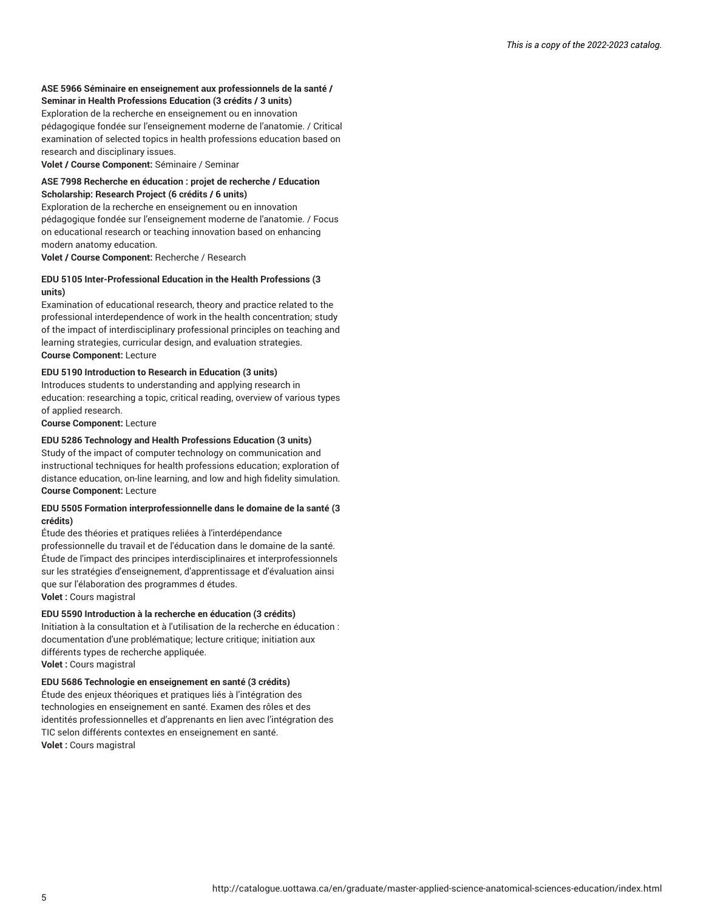**ASE 5966 Séminaire en enseignement aux professionnels de la santé / Seminar in Health Professions Education (3 crédits / 3 units)**
Exploration de la recherche en enseignement ou en innovation pédagogique fondée sur l'enseignement moderne de l'anatomie. / Critical examination of selected topics in health professions education based on research and disciplinary issues.
**Volet / Course Component:** Séminaire / Seminar

**ASE 7998 Recherche en éducation : projet de recherche / Education Scholarship: Research Project (6 crédits / 6 units)**
Exploration de la recherche en enseignement ou en innovation pédagogique fondée sur l'enseignement moderne de l'anatomie. / Focus on educational research or teaching innovation based on enhancing modern anatomy education.
**Volet / Course Component:** Recherche / Research

**EDU 5105 Inter-Professional Education in the Health Professions (3 units)**
Examination of educational research, theory and practice related to the professional interdependence of work in the health concentration; study of the impact of interdisciplinary professional principles on teaching and learning strategies, curricular design, and evaluation strategies.
**Course Component:** Lecture

**EDU 5190 Introduction to Research in Education (3 units)**
Introduces students to understanding and applying research in education: researching a topic, critical reading, overview of various types of applied research.
**Course Component:** Lecture

**EDU 5286 Technology and Health Professions Education (3 units)**
Study of the impact of computer technology on communication and instructional techniques for health professions education; exploration of distance education, on-line learning, and low and high fidelity simulation.
**Course Component:** Lecture

**EDU 5505 Formation interprofessionnelle dans le domaine de la santé (3 crédits)**
Étude des théories et pratiques reliées à l'interdépendance professionnelle du travail et de l'éducation dans le domaine de la santé. Étude de l'impact des principes interdisciplinaires et interprofessionnels sur les stratégies d'enseignement, d'apprentissage et d'évaluation ainsi que sur l'élaboration des programmes d études.
**Volet :** Cours magistral

**EDU 5590 Introduction à la recherche en éducation (3 crédits)**
Initiation à la consultation et à l'utilisation de la recherche en éducation : documentation d'une problématique; lecture critique; initiation aux différents types de recherche appliquée.
**Volet :** Cours magistral

**EDU 5686 Technologie en enseignement en santé (3 crédits)**
Étude des enjeux théoriques et pratiques liés à l'intégration des technologies en enseignement en santé. Examen des rôles et des identités professionnelles et d'apprenants en lien avec l'intégration des TIC selon différents contextes en enseignement en santé.
**Volet :** Cours magistral